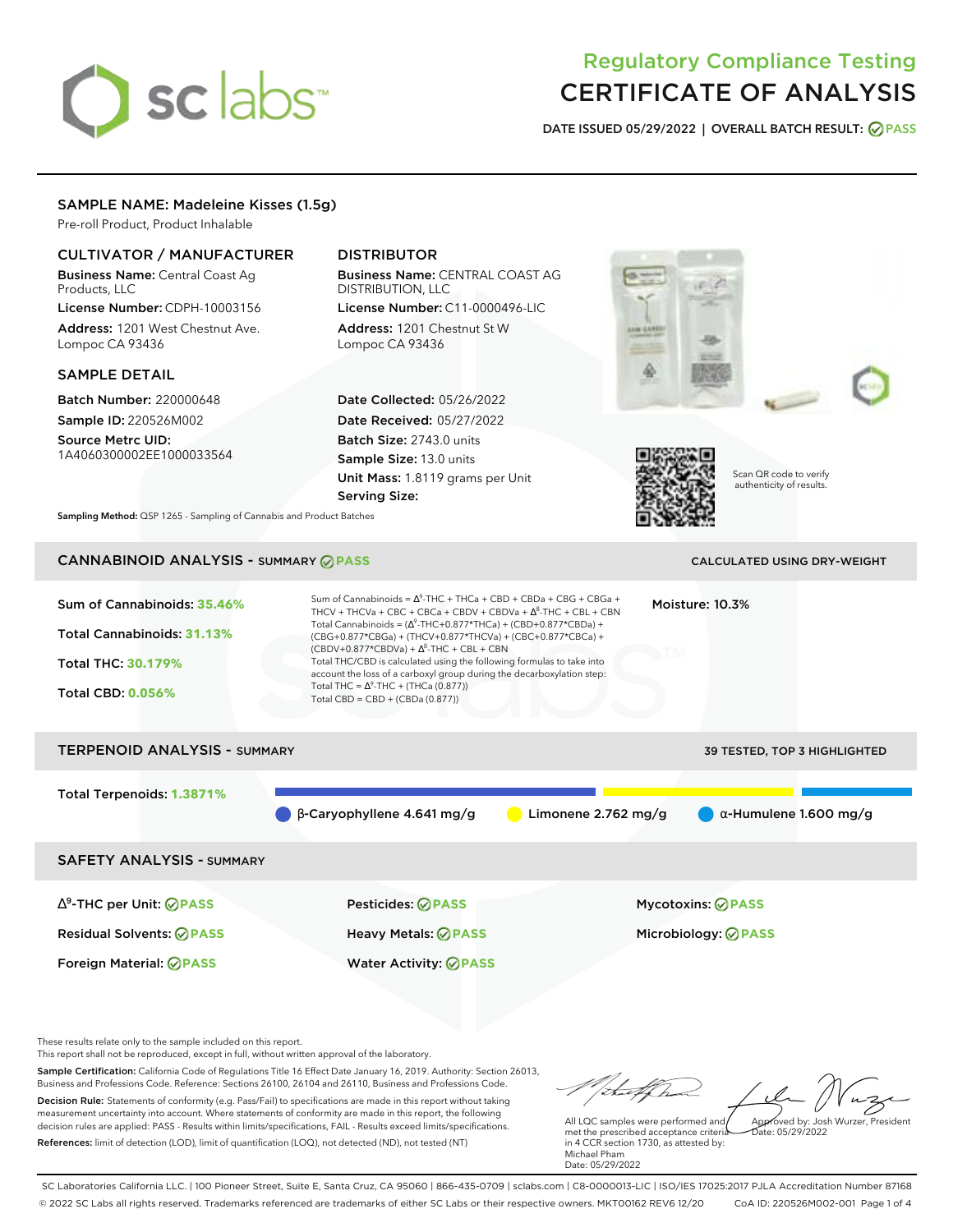# Regulatory Compliance Testing
# CERTIFICATE OF ANALYSIS

**DATE ISSUED 05/29/2022 | OVERALL BATCH RESULT: PASS**

## SAMPLE NAME: Madeleine Kisses (1.5g)

Pre-roll Product, Product Inhalable

### CULTIVATOR / MANUFACTURER

**Business Name:** Central Coast Ag Products, LLC

**License Number:** CDPH-10003156

**Address:** 1201 West Chestnut Ave. Lompoc CA 93436

### DISTRIBUTOR

**Business Name:** CENTRAL COAST AG DISTRIBUTION, LLC

**License Number:** C11-0000496-LIC

**Address:** 1201 Chestnut St W Lompoc CA 93436

### SAMPLE DETAIL

**Batch Number:** 220000648

**Sample ID:** 220526M002

**Source Metrc UID:** 1A4060300002EE1000033564

**Date Collected:** 05/26/2022

**Date Received:** 05/27/2022

**Batch Size:** 2743.0 units

**Sample Size:** 13.0 units

**Unit Mass:** 1.8119 grams per Unit

**Serving Size:**

Scan QR code to verify authenticity of results.

**Sampling Method:** QSP 1265 - Sampling of Cannabis and Product Batches

## CANNABINOID ANALYSIS - SUMMARY PASS

CALCULATED USING DRY-WEIGHT

**Sum of Cannabinoids:** 35.46%

**Total Cannabinoids:** 31.13%

**Total THC:** 30.179%

**Total CBD:** 0.056%

Sum of Cannabinoids = $\Delta^9$-THC + THCa + CBD + CBDa + CBG + CBGa + THCV + THCVa + CBC + CBCa + CBDV + CBDVa + $\Delta^8$-THC + CBL + CBN

Total Cannabinoids = ($\Delta^9$-THC+0.877*THCa) + (CBD+0.877*CBDa) + (CBG+0.877*CBGa) + (THCV+0.877*THCVa) + (CBC+0.877*CBCa) + (CBDV+0.877*CBDVa) + $\Delta^8$-THC + CBL + CBN

Total THC/CBD is calculated using the following formulas to take into account the loss of a carboxyl group during the decarboxylation step:

Total THC = $\Delta^9$-THC + (THCa (0.877))

Total CBD = CBD + (CBDa (0.877))

**Moisture:** 10.3%

## TERPENOID ANALYSIS - SUMMARY

39 TESTED, TOP 3 HIGHLIGHTED

**Total Terpenoids:** 1.3871%

β-Caryophyllene 4.641 mg/g | Limonene 2.762 mg/g | α-Humulene 1.600 mg/g

## SAFETY ANALYSIS - SUMMARY

| | | |
|---|---|---|
| $\Delta^9$-THC per Unit: PASS | Pesticides: PASS | Mycotoxins: PASS |
| Residual Solvents: PASS | Heavy Metals: PASS | Microbiology: PASS |
| Foreign Material: PASS | Water Activity: PASS | |

These results relate only to the sample included on this report.
This report shall not be reproduced, except in full, without written approval of the laboratory.

**Sample Certification:** California Code of Regulations Title 16 Effect Date January 16, 2019. Authority: Section 26013, Business and Professions Code. Reference: Sections 26100, 26104 and 26110, Business and Professions Code.

**Decision Rule:** Statements of conformity (e.g. Pass/Fail) to specifications are made in this report without taking measurement uncertainty into account. Where statements of conformity are made in this report, the following decision rules are applied: PASS - Results within limits/specifications, FAIL - Results exceed limits/specifications.

**References:** limit of detection (LOD), limit of quantification (LOQ), not detected (ND), not tested (NT)

All LQC samples were performed and met the prescribed acceptance criteria in 4 CCR section 1730, as attested by: Michael Pham
Date: 05/29/2022

Approved by: Josh Wurzer, President
Date: 05/29/2022

SC Laboratories California LLC. | 100 Pioneer Street, Suite E, Santa Cruz, CA 95060 | 866-435-0709 | sclabs.com | C8-0000013-LIC | ISO/IES 17025:2017 PJLA Accreditation Number 87168
© 2022 SC Labs all rights reserved. Trademarks referenced are trademarks of either SC Labs or their respective owners. MKT00162 REV6 12/20 CoA ID: 220526M002-001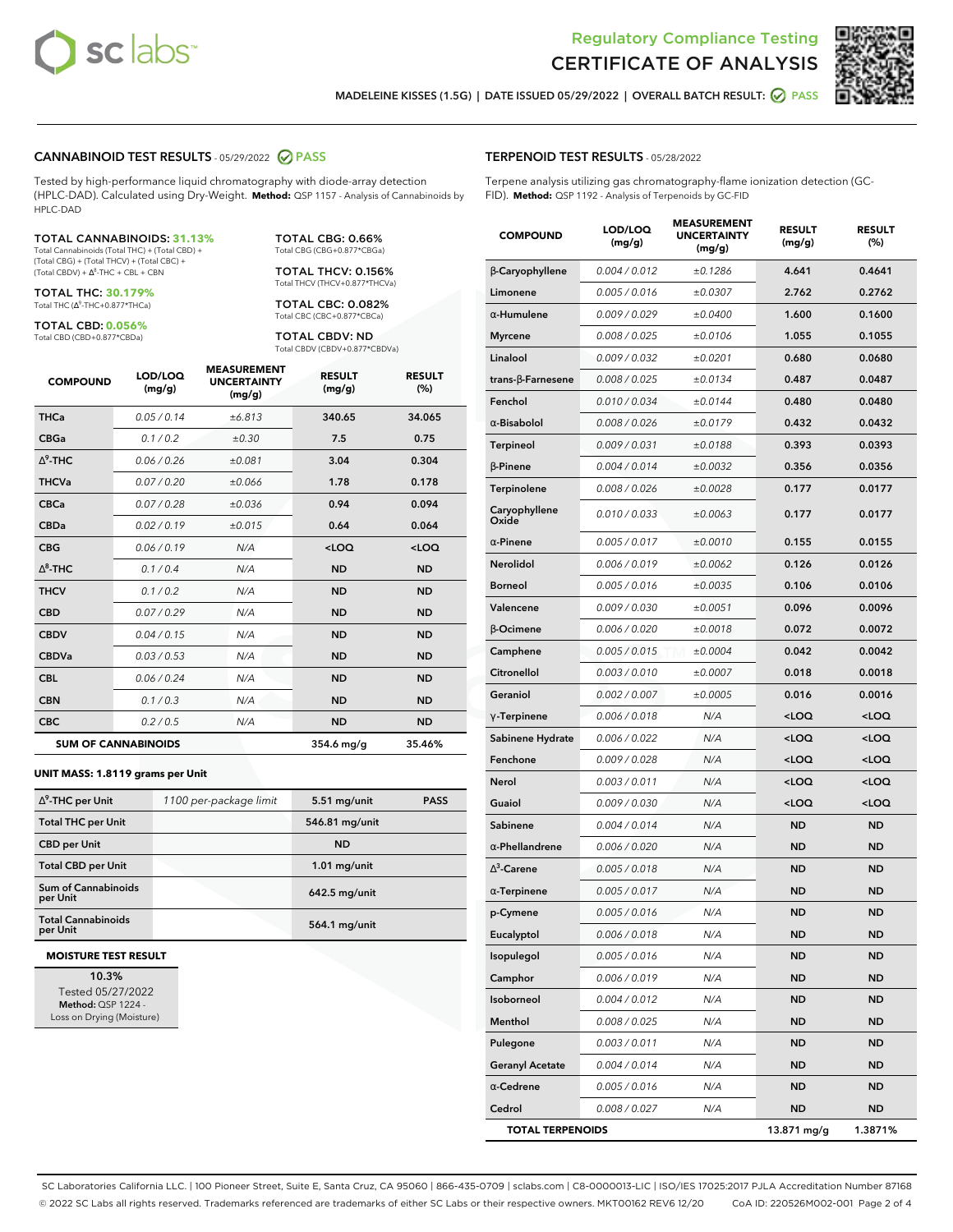Regulatory Compliance Testing

# CERTIFICATE OF ANALYSIS

MADELEINE KISSES (1.5G) | DATE ISSUED 05/29/2022 | OVERALL BATCH RESULT: PASS

## CANNABINOID TEST RESULTS - 05/29/2022 PASS

Tested by high-performance liquid chromatography with diode-array detection (HPLC-DAD). Calculated using Dry-Weight. **Method:** QSP 1157 - Analysis of Cannabinoids by HPLC-DAD

**TOTAL CANNABINOIDS: 31.13%**
Total Cannabinoids (Total THC) + (Total CBD) + (Total CBG) + (Total THCV) + (Total CBC) + (Total CBDV) + $\Delta^8$-THC + CBL + CBN

**TOTAL THC: 30.179%**
Total THC ($\Delta^9$-THC+0.877*THCa)

**TOTAL CBD: 0.056%**
Total CBD (CBD+0.877*CBDa)

**TOTAL CBG: 0.66%**
Total CBG (CBG+0.877*CBGa)

**TOTAL THCV: 0.156%**
Total THCV (THCV+0.877*THCVa)

**TOTAL CBC: 0.082%**
Total CBC (CBC+0.877*CBCa)

**TOTAL CBDV: ND**
Total CBDV (CBDV+0.877*CBDVa)

| COMPOUND | LOD/LOQ (mg/g) | MEASUREMENT UNCERTAINTY (mg/g) | RESULT (mg/g) | RESULT (%) |
|---|---|---|---|---|
| THCa | 0.05 / 0.14 | ±6.813 | 340.65 | 34.065 |
| CBGa | 0.1 / 0.2 | ±0.30 | 7.5 | 0.75 |
| $\Delta^9$-THC | 0.06 / 0.26 | ±0.081 | 3.04 | 0.304 |
| THCVa | 0.07 / 0.20 | ±0.066 | 1.78 | 0.178 |
| CBCa | 0.07 / 0.28 | ±0.036 | 0.94 | 0.094 |
| CBDa | 0.02 / 0.19 | ±0.015 | 0.64 | 0.064 |
| CBG | 0.06 / 0.19 | N/A | <LOQ | <LOQ |
| $\Delta^8$-THC | 0.1 / 0.4 | N/A | ND | ND |
| THCV | 0.1 / 0.2 | N/A | ND | ND |
| CBD | 0.07 / 0.29 | N/A | ND | ND |
| CBDV | 0.04 / 0.15 | N/A | ND | ND |
| CBDVa | 0.03 / 0.53 | N/A | ND | ND |
| CBL | 0.06 / 0.24 | N/A | ND | ND |
| CBN | 0.1 / 0.3 | N/A | ND | ND |
| CBC | 0.2 / 0.5 | N/A | ND | ND |
| **SUM OF CANNABINOIDS** | | | 354.6 mg/g | 35.46% |

### UNIT MASS: 1.8119 grams per Unit

| | | | |
|---|---|---|---|
| $\Delta^9$-THC per Unit | 1100 per-package limit | 5.51 mg/unit | PASS |
| Total THC per Unit | | 546.81 mg/unit | |
| CBD per Unit | | ND | |
| Total CBD per Unit | | 1.01 mg/unit | |
| Sum of Cannabinoids per Unit | | 642.5 mg/unit | |
| Total Cannabinoids per Unit | | 564.1 mg/unit | |

### MOISTURE TEST RESULT

10.3%
Tested 05/27/2022
**Method:** QSP 1224 - Loss on Drying (Moisture)

## TERPENOID TEST RESULTS - 05/28/2022

Terpene analysis utilizing gas chromatography-flame ionization detection (GC-FID). **Method:** QSP 1192 - Analysis of Terpenoids by GC-FID

| COMPOUND | LOD/LOQ (mg/g) | MEASUREMENT UNCERTAINTY (mg/g) | RESULT (mg/g) | RESULT (%) |
|---|---|---|---|---|
| β-Caryophyllene | 0.004 / 0.012 | ±0.1286 | 4.641 | 0.4641 |
| Limonene | 0.005 / 0.016 | ±0.0307 | 2.762 | 0.2762 |
| α-Humulene | 0.009 / 0.029 | ±0.0400 | 1.600 | 0.1600 |
| Myrcene | 0.008 / 0.025 | ±0.0106 | 1.055 | 0.1055 |
| Linalool | 0.009 / 0.032 | ±0.0201 | 0.680 | 0.0680 |
| trans-β-Farnesene | 0.008 / 0.025 | ±0.0134 | 0.487 | 0.0487 |
| Fenchol | 0.010 / 0.034 | ±0.0144 | 0.480 | 0.0480 |
| α-Bisabolol | 0.008 / 0.026 | ±0.0179 | 0.432 | 0.0432 |
| Terpineol | 0.009 / 0.031 | ±0.0188 | 0.393 | 0.0393 |
| β-Pinene | 0.004 / 0.014 | ±0.0032 | 0.356 | 0.0356 |
| Terpinolene | 0.008 / 0.026 | ±0.0028 | 0.177 | 0.0177 |
| Caryophyllene Oxide | 0.010 / 0.033 | ±0.0063 | 0.177 | 0.0177 |
| α-Pinene | 0.005 / 0.017 | ±0.0010 | 0.155 | 0.0155 |
| Nerolidol | 0.006 / 0.019 | ±0.0062 | 0.126 | 0.0126 |
| Borneol | 0.005 / 0.016 | ±0.0035 | 0.106 | 0.0106 |
| Valencene | 0.009 / 0.030 | ±0.0051 | 0.096 | 0.0096 |
| β-Ocimene | 0.006 / 0.020 | ±0.0018 | 0.072 | 0.0072 |
| Camphene | 0.005 / 0.015 | ±0.0004 | 0.042 | 0.0042 |
| Citronellol | 0.003 / 0.010 | ±0.0007 | 0.018 | 0.0018 |
| Geraniol | 0.002 / 0.007 | ±0.0005 | 0.016 | 0.0016 |
| γ-Terpinene | 0.006 / 0.018 | N/A | <LOQ | <LOQ |
| Sabinene Hydrate | 0.006 / 0.022 | N/A | <LOQ | <LOQ |
| Fenchone | 0.009 / 0.028 | N/A | <LOQ | <LOQ |
| Nerol | 0.003 / 0.011 | N/A | <LOQ | <LOQ |
| Guaiol | 0.009 / 0.030 | N/A | <LOQ | <LOQ |
| Sabinene | 0.004 / 0.014 | N/A | ND | ND |
| α-Phellandrene | 0.006 / 0.020 | N/A | ND | ND |
| $\Delta^3$-Carene | 0.005 / 0.018 | N/A | ND | ND |
| α-Terpinene | 0.005 / 0.017 | N/A | ND | ND |
| p-Cymene | 0.005 / 0.016 | N/A | ND | ND |
| Eucalyptol | 0.006 / 0.018 | N/A | ND | ND |
| Isopulegol | 0.005 / 0.016 | N/A | ND | ND |
| Camphor | 0.006 / 0.019 | N/A | ND | ND |
| Isoborneol | 0.004 / 0.012 | N/A | ND | ND |
| Menthol | 0.008 / 0.025 | N/A | ND | ND |
| Pulegone | 0.003 / 0.011 | N/A | ND | ND |
| Geranyl Acetate | 0.004 / 0.014 | N/A | ND | ND |
| α-Cedrene | 0.005 / 0.016 | N/A | ND | ND |
| Cedrol | 0.008 / 0.027 | N/A | ND | ND |
| **TOTAL TERPENOIDS** | | | 13.871 mg/g | 1.3871% |

SC Laboratories California LLC. | 100 Pioneer Street, Suite E, Santa Cruz, CA 95060 | 866-435-0709 | sclabs.com | C8-0000013-LIC | ISO/IES 17025:2017 PJLA Accreditation Number 87168
© 2022 SC Labs all rights reserved. Trademarks referenced are trademarks of either SC Labs or their respective owners. MKT00162 REV6 12/20 CoA ID: 220526M002-001